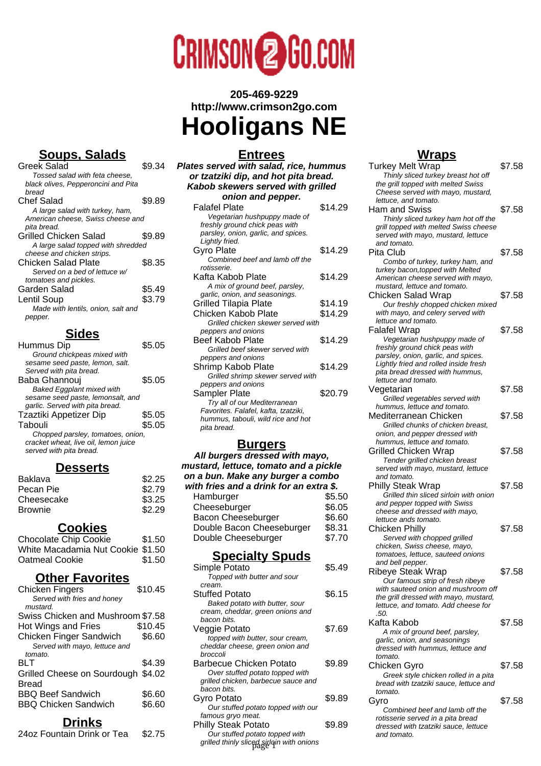CRIMSON2GO.COM

**205-469-9229**
**http://www.crimson2go.com**

# Hooligans NE

## Soups, Salads

| Item | Price |
|---|---|
| Greek Salad | $9.34 |
| *Tossed salad with feta cheese, black olives, Pepperoncini and Pita bread* | |
| Chef Salad | $9.89 |
| *A large salad with turkey, ham, American cheese, Swiss cheese and pita bread.* | |
| Grilled Chicken Salad | $9.89 |
| *A large salad topped with shredded cheese and chicken strips.* | |
| Chicken Salad Plate | $8.35 |
| *Served on a bed of lettuce w/ tomatoes and pickles.* | |
| Garden Salad | $5.49 |
| Lentil Soup | $3.79 |
| *Made with lentils, onion, salt and pepper.* | |

## Sides

| Item | Price |
|---|---|
| Hummus Dip | $5.05 |
| *Ground chickpeas mixed with sesame seed paste, lemon, salt. Served with pita bread.* | |
| Baba Ghannouj | $5.05 |
| *Baked Eggplant mixed with sesame seed paste, lemonsalt, and garlic. Served with pita bread.* | |
| Tzaztiki Appetizer Dip | $5.05 |
| Tabouli | $5.05 |
| *Chopped parsley, tomatoes, onion, cracket wheat, live oil, lemon juice served with pita bread.* | |

## Desserts

| Item | Price |
|---|---|
| Baklava | $2.25 |
| Pecan Pie | $2.79 |
| Cheesecake | $3.25 |
| Brownie | $2.29 |

## Cookies

| Item | Price |
|---|---|
| Chocolate Chip Cookie | $1.50 |
| White Macadamia Nut Cookie | $1.50 |
| Oatmeal Cookie | $1.50 |

## Other Favorites

| Item | Price |
|---|---|
| Chicken Fingers | $10.45 |
| *Served with fries and honey mustard.* | |
| Swiss Chicken and Mushroom | $7.58 |
| Hot Wings and Fries | $10.45 |
| Chicken Finger Sandwich | $6.60 |
| *Served with mayo, lettuce and tomato.* | |
| BLT | $4.39 |
| Grilled Cheese on Sourdough Bread | $4.02 |
| BBQ Beef Sandwich | $6.60 |
| BBQ Chicken Sandwich | $6.60 |

## Drinks

| Item | Price |
|---|---|
| 24oz Fountain Drink or Tea | $2.75 |

## Entrees

***Plates served with salad, rice, hummus or tzatziki dip, and hot pita bread. Kabob skewers served with grilled onion and pepper.***

| Item | Price |
|---|---|
| Falafel Plate | $14.29 |
| *Vegetarian hushpuppy made of freshly ground chick peas with parsley, onion, garlic, and spices. Lightly fried.* | |
| Gyro Plate | $14.29 |
| *Combined beef and lamb off the rotisserie.* | |
| Kafta Kabob Plate | $14.29 |
| *A mix of ground beef, parsley, garlic, onion, and seasonings.* | |
| Grilled Tilapia Plate | $14.19 |
| Chicken Kabob Plate | $14.29 |
| *Grilled chicken skewer served with peppers and onions* | |
| Beef Kabob Plate | $14.29 |
| *Grilled beef skewer served with peppers and onions* | |
| Shrimp Kabob Plate | $14.29 |
| *Grilled shrimp skewer served with peppers and onions* | |
| Sampler Plate | $20.79 |
| *Try all of our Mediterranean Favorites. Falafel, kafta, tzatziki, hummus, tabouli, wild rice and hot pita bread.* | |

## Burgers

***All burgers dressed with mayo, mustard, lettuce, tomato and a pickle on a bun. Make any burger a combo with fries and a drink for an extra $.***

| Item | Price |
|---|---|
| Hamburger | $5.50 |
| Cheeseburger | $6.05 |
| Bacon Cheeseburger | $6.60 |
| Double Bacon Cheeseburger | $8.31 |
| Double Cheeseburger | $7.70 |

## Specialty Spuds

| Item | Price |
|---|---|
| Simple Potato | $5.49 |
| *Topped with butter and sour cream.* | |
| Stuffed Potato | $6.15 |
| *Baked potato with butter, sour cream, cheddar, green onions and bacon bits.* | |
| Veggie Potato | $7.69 |
| *topped with butter, sour cream, cheddar cheese, green onion and broccoli* | |
| Barbecue Chicken Potato | $9.89 |
| *Over stuffed potato topped with grilled chicken, barbecue sauce and bacon bits.* | |
| Gyro Potato | $9.89 |
| *Our stuffed potato topped with our famous gryo meat.* | |
| Philly Steak Potato | $9.89 |
| *Our stuffed potato topped with grilled thinly sliced sirloin with onions* | |

## Wraps

| Item | Price |
|---|---|
| Turkey Melt Wrap | $7.58 |
| *Thinly sliced turkey breast hot off the grill topped with melted Swiss Cheese served with mayo, mustard, lettuce, and tomato.* | |
| Ham and Swiss | $7.58 |
| *Thinly sliced turkey ham hot off the grill topped with melted Swiss cheese served with mayo, mustard, lettuce and tomato.* | |
| Pita Club | $7.58 |
| *Combo of turkey, turkey ham, and turkey bacon,topped with Melted American cheese served with mayo, mustard, lettuce and tomato.* | |
| Chicken Salad Wrap | $7.58 |
| *Our freshly chopped chicken mixed with mayo, and celery served with lettuce and tomato.* | |
| Falafel Wrap | $7.58 |
| *Vegetarian hushpuppy made of freshly ground chick peas with parsley, onion, garlic, and spices. Lightly fried and rolled inside fresh pita bread dressed with hummus, lettuce and tomato.* | |
| Vegetarian | $7.58 |
| *Grilled vegetables served with hummus, lettuce and tomato.* | |
| Mediterranean Chicken | $7.58 |
| *Grilled chunks of chicken breast, onion, and pepper dressed with hummus, lettuce and tomato.* | |
| Grilled Chicken Wrap | $7.58 |
| *Tender grilled chicken breast served with mayo, mustard, lettuce and tomato.* | |
| Philly Steak Wrap | $7.58 |
| *Grilled thin sliced sirloin with onion and pepper topped with Swiss cheese and dressed with mayo, lettuce ands tomato.* | |
| Chicken Philly | $7.58 |
| *Served with chopped grilled chicken, Swiss cheese, mayo, tomatoes, lettuce, sauteed onions and bell pepper.* | |
| Ribeye Steak Wrap | $7.58 |
| *Our famous strip of fresh ribeye with sauteed onion and mushroom off the grill dressed with mayo, mustard, lettuce, and tomato. Add cheese for .50.* | |
| Kafta Kabob | $7.58 |
| *A mix of ground beef, parsley, garlic, onion, and seasonings dressed with hummus, lettuce and tomato.* | |
| Chicken Gyro | $7.58 |
| *Greek style chicken rolled in a pita bread with tzatziki sauce, lettuce and tomato.* | |
| Gyro | $7.58 |
| *Combined beef and lamb off the rotisserie served in a pita bread dressed with tzatziki sauce, lettuce and tomato.* | |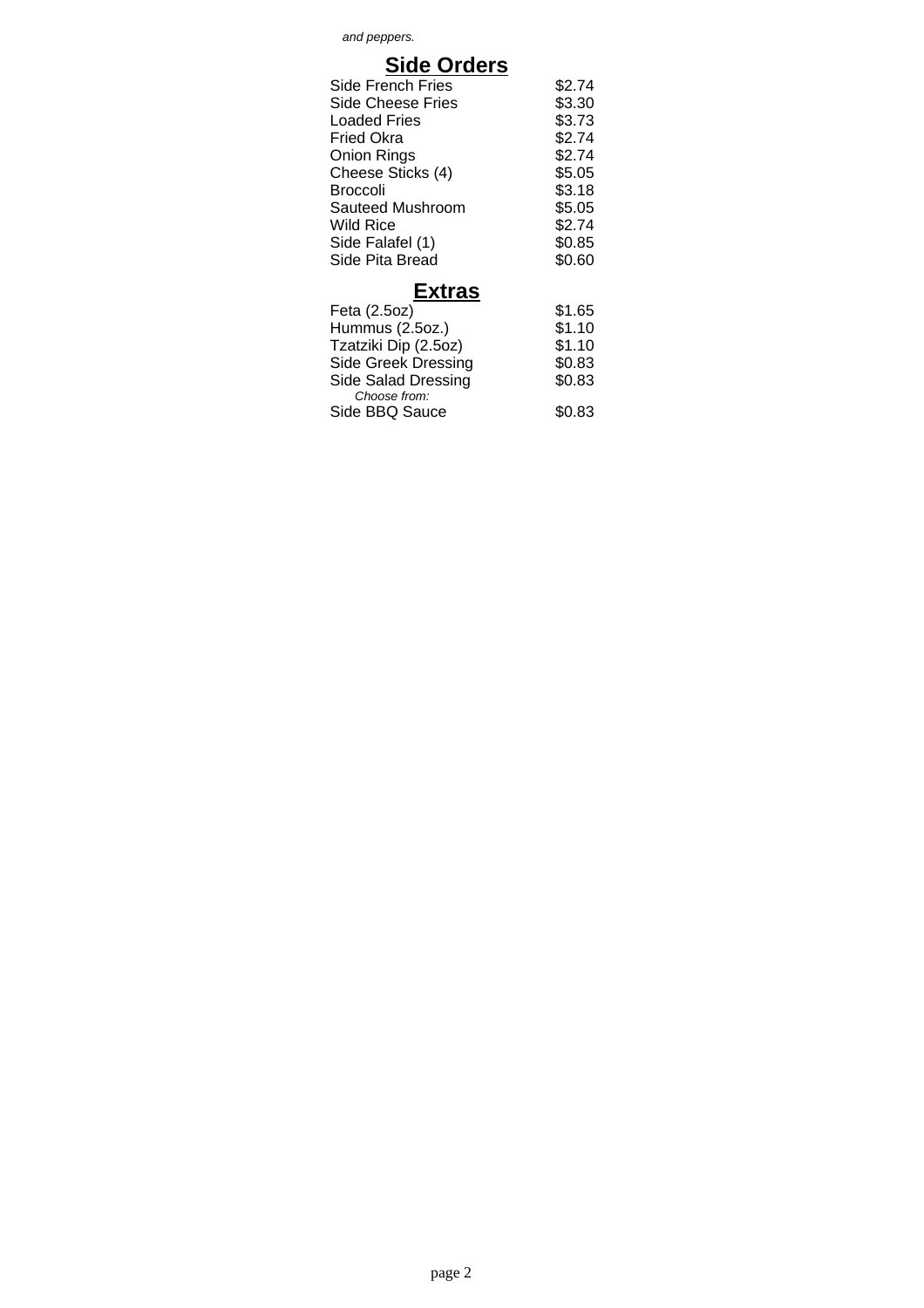*and peppers.*

## Side Orders

| | |
|---|---|
| Side French Fries | $2.74 |
| Side Cheese Fries | $3.30 |
| Loaded Fries | $3.73 |
| Fried Okra | $2.74 |
| Onion Rings | $2.74 |
| Cheese Sticks (4) | $5.05 |
| Broccoli | $3.18 |
| Sauteed Mushroom | $5.05 |
| Wild Rice | $2.74 |
| Side Falafel (1) | $0.85 |
| Side Pita Bread | $0.60 |

## Extras

| | |
|---|---|
| Feta (2.5oz) | $1.65 |
| Hummus (2.5oz.) | $1.10 |
| Tzatziki Dip (2.5oz) | $1.10 |
| Side Greek Dressing | $0.83 |
| Side Salad Dressing<br>*Choose from:* | $0.83 |
| Side BBQ Sauce | $0.83 |